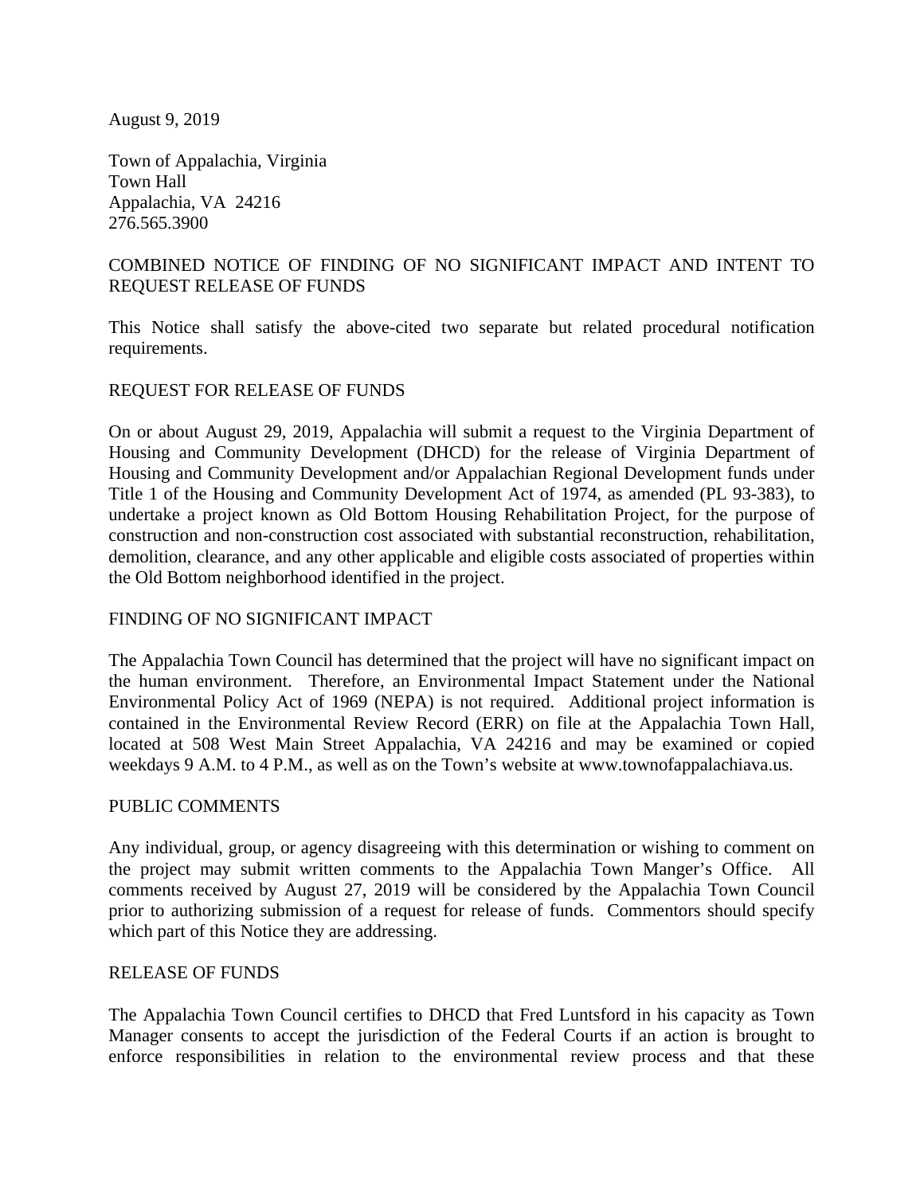August 9, 2019

Town of Appalachia, Virginia
Town Hall
Appalachia, VA 24216
276.565.3900

COMBINED NOTICE OF FINDING OF NO SIGNIFICANT IMPACT AND INTENT TO REQUEST RELEASE OF FUNDS

This Notice shall satisfy the above-cited two separate but related procedural notification requirements.

REQUEST FOR RELEASE OF FUNDS

On or about August 29, 2019, Appalachia will submit a request to the Virginia Department of Housing and Community Development (DHCD) for the release of Virginia Department of Housing and Community Development and/or Appalachian Regional Development funds under Title 1 of the Housing and Community Development Act of 1974, as amended (PL 93-383), to undertake a project known as Old Bottom Housing Rehabilitation Project, for the purpose of construction and non-construction cost associated with substantial reconstruction, rehabilitation, demolition, clearance, and any other applicable and eligible costs associated of properties within the Old Bottom neighborhood identified in the project.

FINDING OF NO SIGNIFICANT IMPACT

The Appalachia Town Council has determined that the project will have no significant impact on the human environment. Therefore, an Environmental Impact Statement under the National Environmental Policy Act of 1969 (NEPA) is not required. Additional project information is contained in the Environmental Review Record (ERR) on file at the Appalachia Town Hall, located at 508 West Main Street Appalachia, VA 24216 and may be examined or copied weekdays 9 A.M. to 4 P.M., as well as on the Town's website at www.townofappalachiava.us.

PUBLIC COMMENTS

Any individual, group, or agency disagreeing with this determination or wishing to comment on the project may submit written comments to the Appalachia Town Manger's Office. All comments received by August 27, 2019 will be considered by the Appalachia Town Council prior to authorizing submission of a request for release of funds. Commentors should specify which part of this Notice they are addressing.

RELEASE OF FUNDS

The Appalachia Town Council certifies to DHCD that Fred Luntsford in his capacity as Town Manager consents to accept the jurisdiction of the Federal Courts if an action is brought to enforce responsibilities in relation to the environmental review process and that these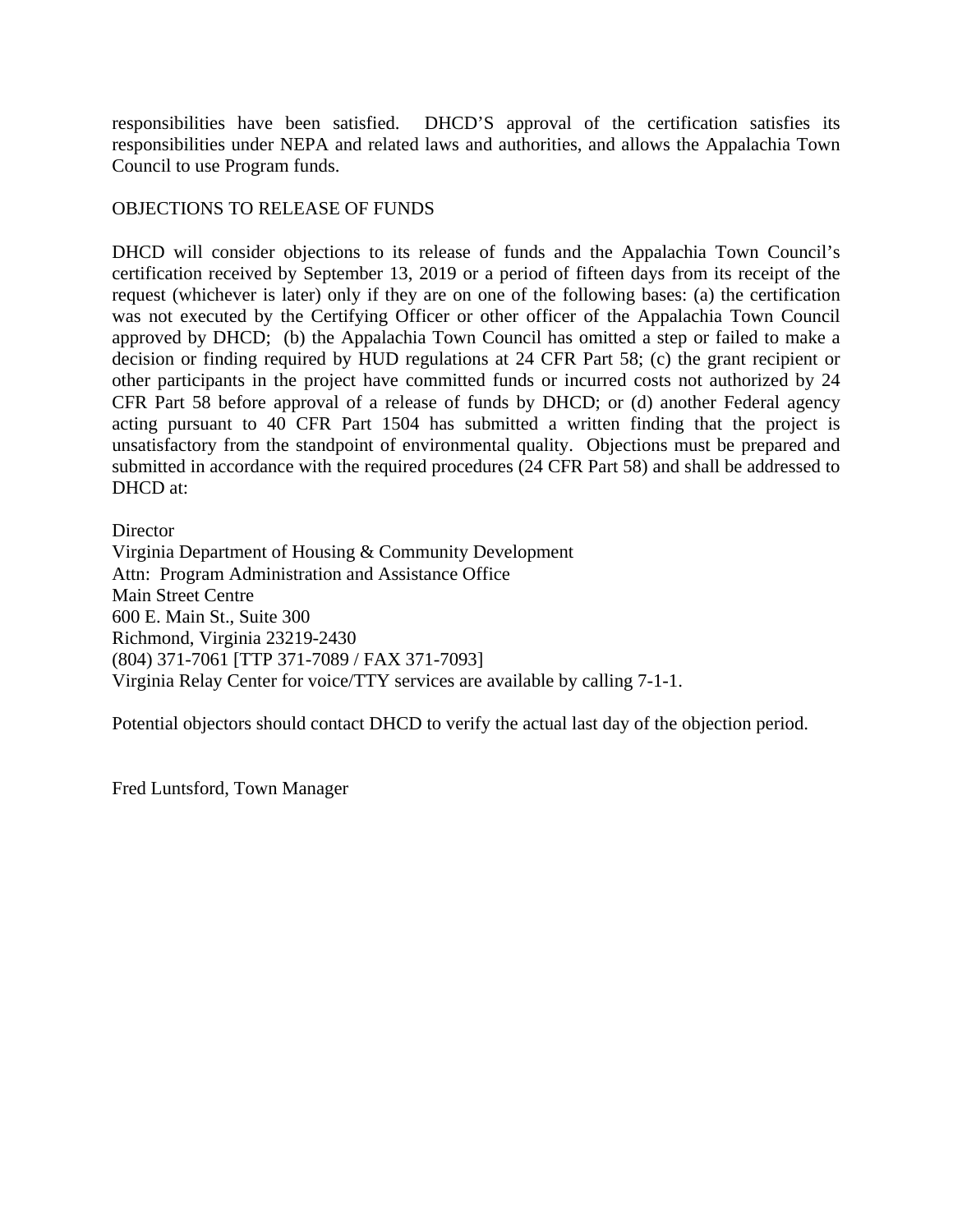responsibilities have been satisfied. DHCD'S approval of the certification satisfies its responsibilities under NEPA and related laws and authorities, and allows the Appalachia Town Council to use Program funds.

OBJECTIONS TO RELEASE OF FUNDS

DHCD will consider objections to its release of funds and the Appalachia Town Council's certification received by September 13, 2019 or a period of fifteen days from its receipt of the request (whichever is later) only if they are on one of the following bases: (a) the certification was not executed by the Certifying Officer or other officer of the Appalachia Town Council approved by DHCD; (b) the Appalachia Town Council has omitted a step or failed to make a decision or finding required by HUD regulations at 24 CFR Part 58; (c) the grant recipient or other participants in the project have committed funds or incurred costs not authorized by 24 CFR Part 58 before approval of a release of funds by DHCD; or (d) another Federal agency acting pursuant to 40 CFR Part 1504 has submitted a written finding that the project is unsatisfactory from the standpoint of environmental quality. Objections must be prepared and submitted in accordance with the required procedures (24 CFR Part 58) and shall be addressed to DHCD at:

Director
Virginia Department of Housing & Community Development
Attn: Program Administration and Assistance Office
Main Street Centre
600 E. Main St., Suite 300
Richmond, Virginia 23219-2430
(804) 371-7061 [TTP 371-7089 / FAX 371-7093]
Virginia Relay Center for voice/TTY services are available by calling 7-1-1.

Potential objectors should contact DHCD to verify the actual last day of the objection period.

Fred Luntsford, Town Manager